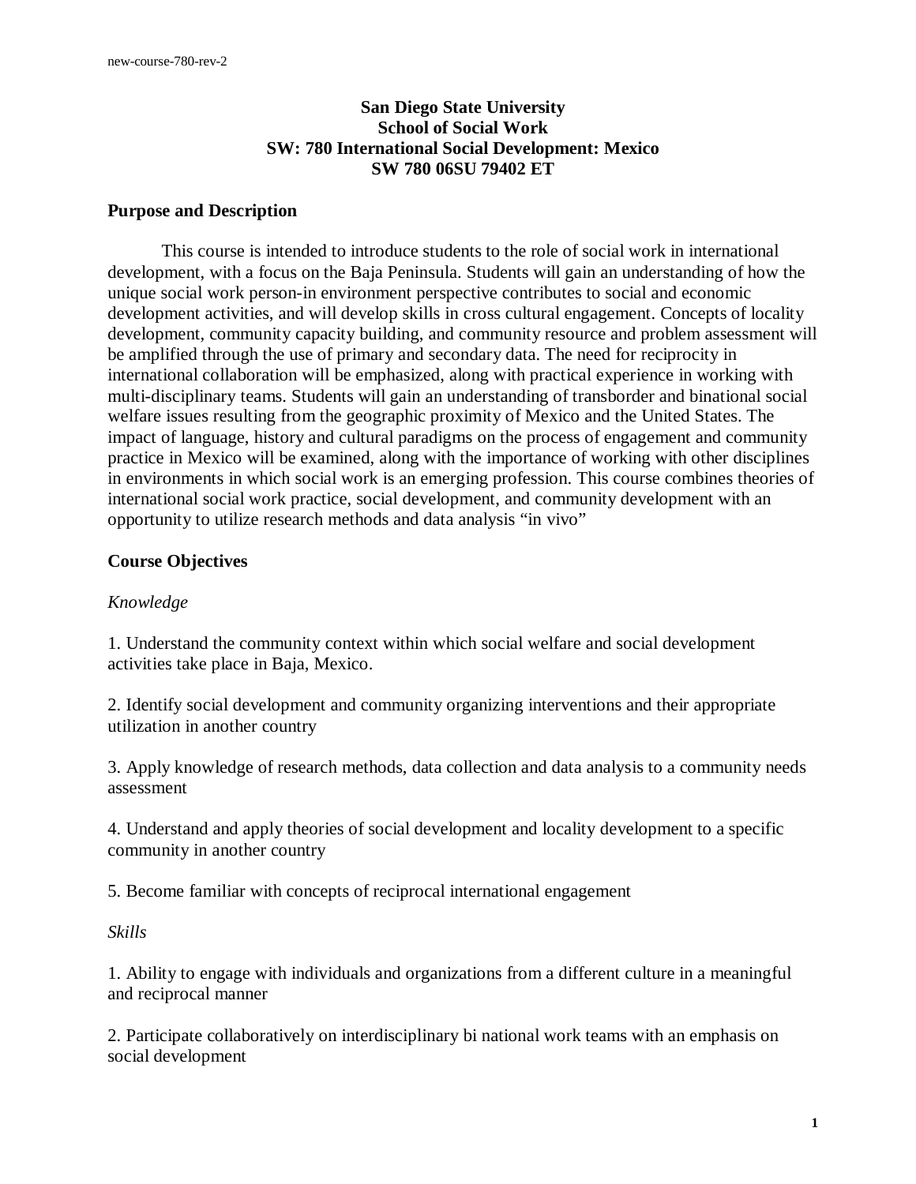# San Diego State University
# School of Social Work
# SW: 780 International Social Development: Mexico
# SW 780 06SU 79402 ET

## Purpose and Description

This course is intended to introduce students to the role of social work in international development, with a focus on the Baja Peninsula. Students will gain an understanding of how the unique social work person-in environment perspective contributes to social and economic development activities, and will develop skills in cross cultural engagement. Concepts of locality development, community capacity building, and community resource and problem assessment will be amplified through the use of primary and secondary data. The need for reciprocity in international collaboration will be emphasized, along with practical experience in working with multi-disciplinary teams. Students will gain an understanding of transborder and binational social welfare issues resulting from the geographic proximity of Mexico and the United States. The impact of language, history and cultural paradigms on the process of engagement and community practice in Mexico will be examined, along with the importance of working with other disciplines in environments in which social work is an emerging profession. This course combines theories of international social work practice, social development, and community development with an opportunity to utilize research methods and data analysis "in vivo"

## Course Objectives

*Knowledge*

1. Understand the community context within which social welfare and social development activities take place in Baja, Mexico.

2. Identify social development and community organizing interventions and their appropriate utilization in another country

3. Apply knowledge of research methods, data collection and data analysis to a community needs assessment

4. Understand and apply theories of social development and locality development to a specific community in another country

5. Become familiar with concepts of reciprocal international engagement

*Skills*

1. Ability to engage with individuals and organizations from a different culture in a meaningful and reciprocal manner

2. Participate collaboratively on interdisciplinary bi national work teams with an emphasis on social development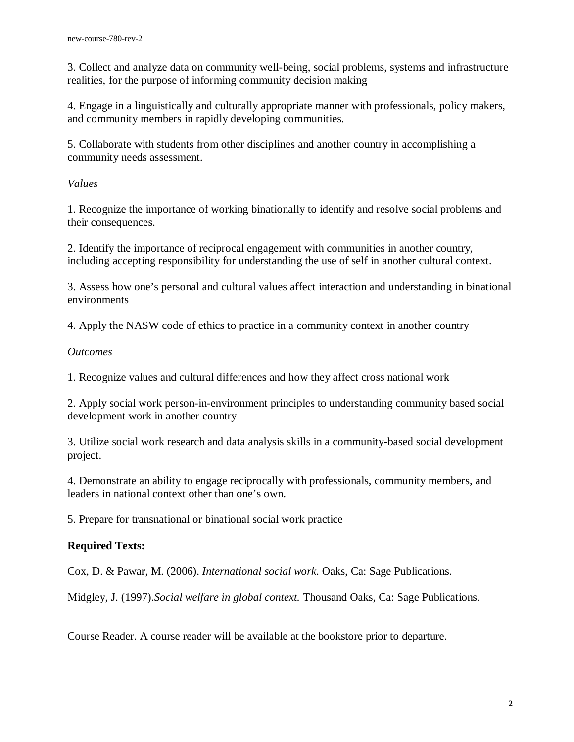3. Collect and analyze data on community well-being, social problems, systems and infrastructure realities, for the purpose of informing community decision making

4. Engage in a linguistically and culturally appropriate manner with professionals, policy makers, and community members in rapidly developing communities.

5. Collaborate with students from other disciplines and another country in accomplishing a community needs assessment.

*Values*

1. Recognize the importance of working binationally to identify and resolve social problems and their consequences.

2. Identify the importance of reciprocal engagement with communities in another country, including accepting responsibility for understanding the use of self in another cultural context.

3. Assess how one's personal and cultural values affect interaction and understanding in binational environments

4. Apply the NASW code of ethics to practice in a community context in another country

*Outcomes*

1. Recognize values and cultural differences and how they affect cross national work

2. Apply social work person-in-environment principles to understanding community based social development work in another country

3. Utilize social work research and data analysis skills in a community-based social development project.

4. Demonstrate an ability to engage reciprocally with professionals, community members, and leaders in national context other than one's own.

5. Prepare for transnational or binational social work practice

**Required Texts:**

Cox, D. & Pawar, M. (2006). *International social work*. Oaks, Ca: Sage Publications.

Midgley, J. (1997).*Social welfare in global context.* Thousand Oaks, Ca: Sage Publications.

Course Reader. A course reader will be available at the bookstore prior to departure.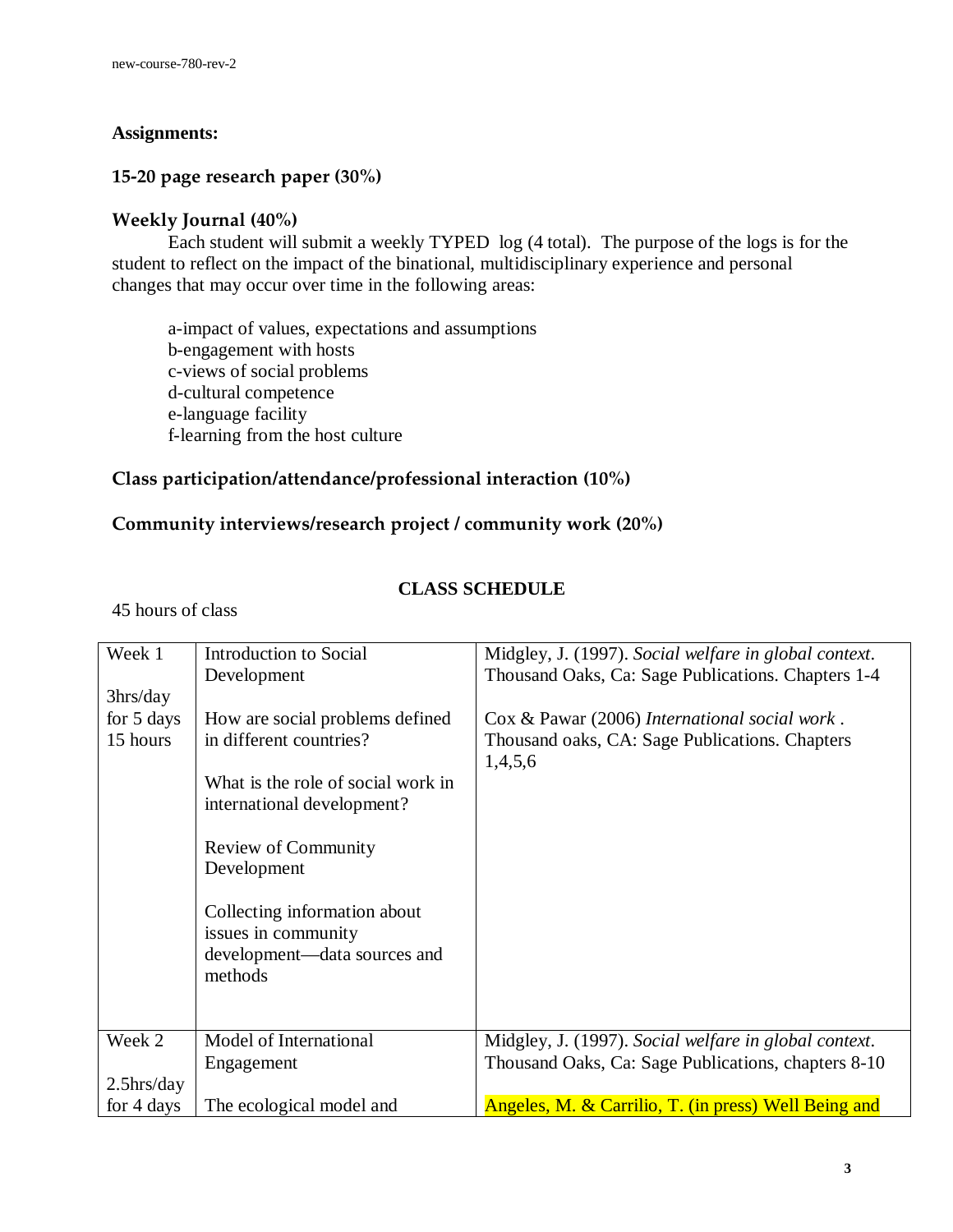**Assignments:**

**15-20 page research paper (30%)**

**Weekly Journal (40%)**

Each student will submit a weekly TYPED log (4 total). The purpose of the logs is for the student to reflect on the impact of the binational, multidisciplinary experience and personal changes that may occur over time in the following areas:

a-impact of values, expectations and assumptions
b-engagement with hosts
c-views of social problems
d-cultural competence
e-language facility
f-learning from the host culture

**Class participation/attendance/professional interaction (10%)**

**Community interviews/research project / community work (20%)**

## CLASS SCHEDULE

45 hours of class

| | | |
|---|---|---|
| Week 1<br><br>3hrs/day for 5 days 15 hours | Introduction to Social Development<br><br>How are social problems defined in different countries?<br><br>What is the role of social work in international development?<br><br>Review of Community Development<br><br>Collecting information about issues in community development—data sources and methods | Midgley, J. (1997). *Social welfare in global context*. Thousand Oaks, Ca: Sage Publications. Chapters 1-4<br><br>Cox & Pawar (2006) *International social work* . Thousand oaks, CA: Sage Publications. Chapters 1,4,5,6 |
| Week 2<br><br>2.5hrs/day for 4 days | Model of International Engagement<br><br>The ecological model and | Midgley, J. (1997). *Social welfare in global context*. Thousand Oaks, Ca: Sage Publications, chapters 8-10<br><br>Angeles, M. & Carrilio, T. (in press) Well Being and |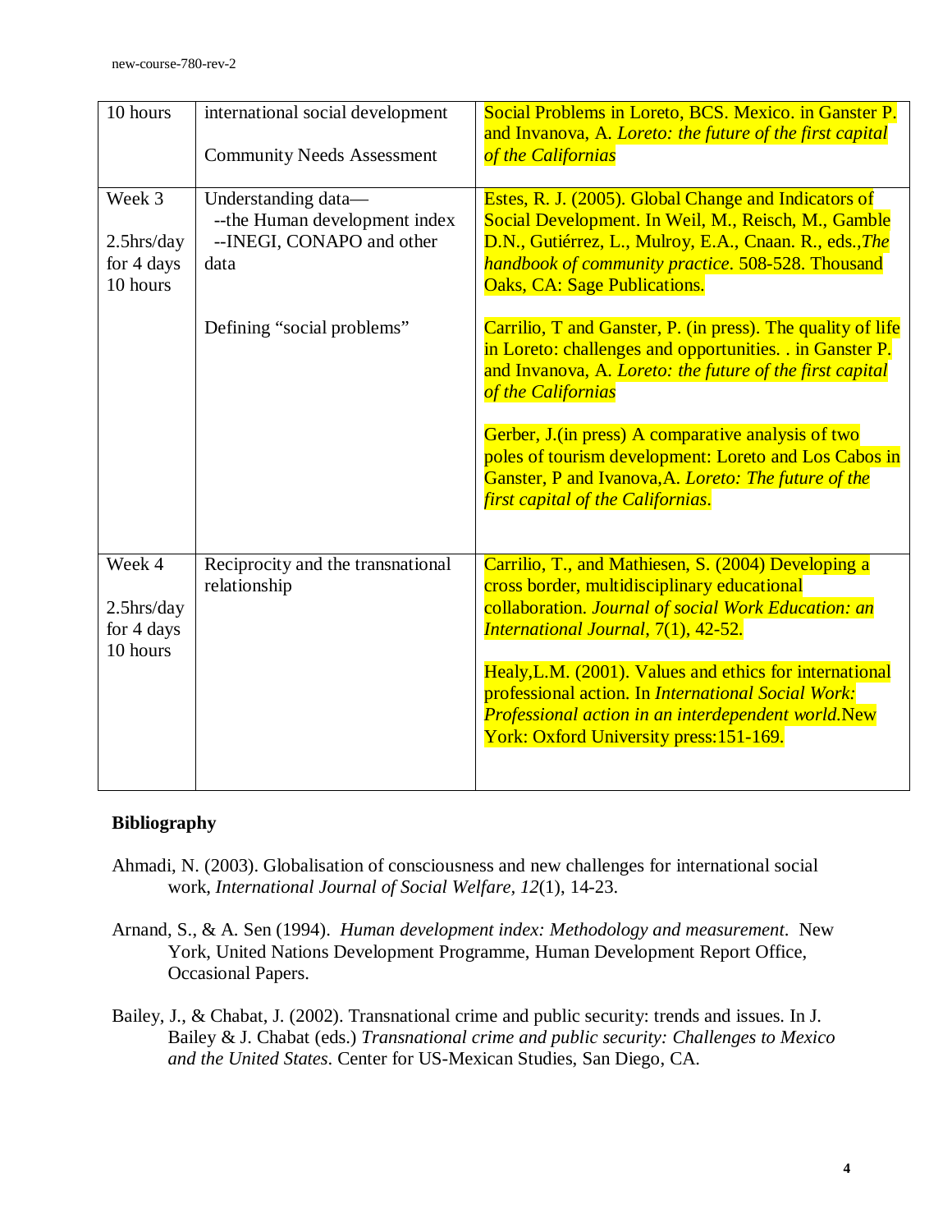| | | |
|---|---|---|
| 10 hours | international social development<br><br>Community Needs Assessment | Social Problems in Loreto, BCS. Mexico. in Ganster P. and Invanova, A. *Loreto: the future of the first capital of the Californias* |
| Week 3<br><br>2.5hrs/day for 4 days<br>10 hours | Understanding data—<br>--the Human development index<br>--INEGI, CONAPO and other data<br><br>Defining "social problems" | Estes, R. J. (2005). Global Change and Indicators of Social Development. In Weil, M., Reisch, M., Gamble D.N., Gutiérrez, L., Mulroy, E.A., Cnaan. R., eds.,*The handbook of community practice*. 508-528. Thousand Oaks, CA: Sage Publications.<br><br>Carrilio, T and Ganster, P. (in press). The quality of life in Loreto: challenges and opportunities. . in Ganster P. and Invanova, A. *Loreto: the future of the first capital of the Californias*<br><br>Gerber, J.(in press) A comparative analysis of two poles of tourism development: Loreto and Los Cabos in Ganster, P and Ivanova,A. *Loreto: The future of the first capital of the Californias*. |
| Week 4<br><br>2.5hrs/day for 4 days<br>10 hours | Reciprocity and the transnational relationship | Carrilio, T., and Mathiesen, S. (2004) Developing a cross border, multidisciplinary educational collaboration. *Journal of social Work Education: an International Journal*, 7(1), 42-52.<br><br>Healy,L.M. (2001). Values and ethics for international professional action. In *International Social Work: Professional action in an interdependent world*.New York: Oxford University press:151-169. |

**Bibliography**

Ahmadi, N. (2003). Globalisation of consciousness and new challenges for international social work, *International Journal of Social Welfare, 12*(1), 14-23.

Arnand, S., & A. Sen (1994). *Human development index: Methodology and measurement*. New York, United Nations Development Programme, Human Development Report Office, Occasional Papers.

Bailey, J., & Chabat, J. (2002). Transnational crime and public security: trends and issues. In J. Bailey & J. Chabat (eds.) *Transnational crime and public security: Challenges to Mexico and the United States*. Center for US-Mexican Studies, San Diego, CA.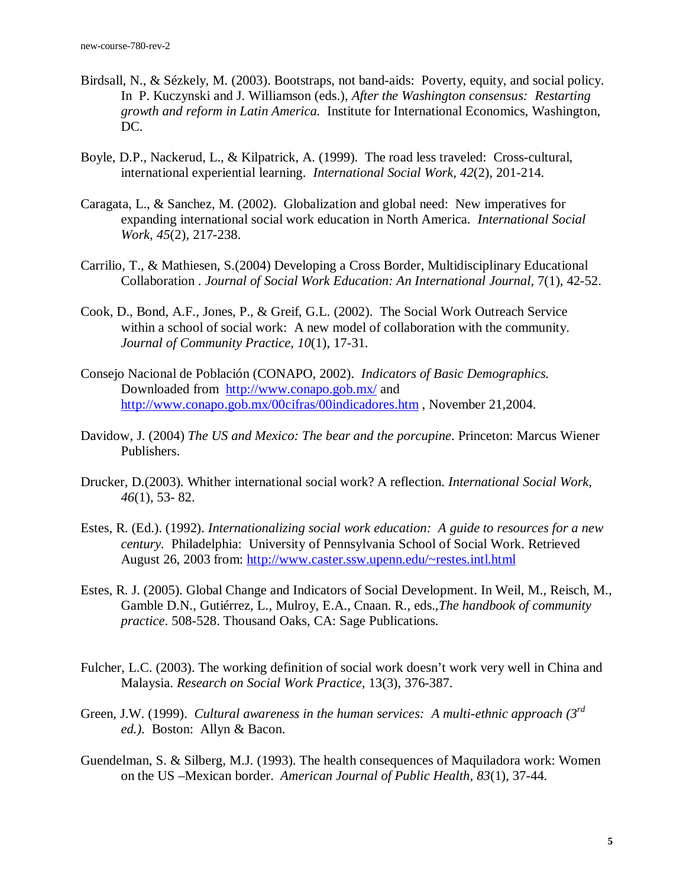Birdsall, N., & Sézkely, M. (2003). Bootstraps, not band-aids: Poverty, equity, and social policy. In P. Kuczynski and J. Williamson (eds.), *After the Washington consensus: Restarting growth and reform in Latin America.* Institute for International Economics, Washington, DC.

Boyle, D.P., Nackerud, L., & Kilpatrick, A. (1999). The road less traveled: Cross-cultural, international experiential learning. *International Social Work, 42*(2), 201-214.

Caragata, L., & Sanchez, M. (2002). Globalization and global need: New imperatives for expanding international social work education in North America. *International Social Work, 45*(2), 217-238.

Carrilio, T., & Mathiesen, S.(2004) Developing a Cross Border, Multidisciplinary Educational Collaboration . *Journal of Social Work Education: An International Journal*, 7(1), 42-52.

Cook, D., Bond, A.F., Jones, P., & Greif, G.L. (2002). The Social Work Outreach Service within a school of social work: A new model of collaboration with the community. *Journal of Community Practice, 10*(1), 17-31.

Consejo Nacional de Población (CONAPO, 2002). *Indicators of Basic Demographics.* Downloaded from http://www.conapo.gob.mx/ and http://www.conapo.gob.mx/00cifras/00indicadores.htm , November 21,2004.

Davidow, J. (2004) *The US and Mexico: The bear and the porcupine*. Princeton: Marcus Wiener Publishers.

Drucker, D.(2003). Whither international social work? A reflection. *International Social Work, 46*(1), 53- 82.

Estes, R. (Ed.). (1992). *Internationalizing social work education: A guide to resources for a new century.* Philadelphia: University of Pennsylvania School of Social Work. Retrieved August 26, 2003 from: http://www.caster.ssw.upenn.edu/~restes.intl.html

Estes, R. J. (2005). Global Change and Indicators of Social Development. In Weil, M., Reisch, M., Gamble D.N., Gutiérrez, L., Mulroy, E.A., Cnaan. R., eds.,*The handbook of community practice*. 508-528. Thousand Oaks, CA: Sage Publications.

Fulcher, L.C. (2003). The working definition of social work doesn't work very well in China and Malaysia. *Research on Social Work Practice,* 13(3), 376-387.

Green, J.W. (1999). *Cultural awareness in the human services: A multi-ethnic approach (3rd ed.).* Boston: Allyn & Bacon.

Guendelman, S. & Silberg, M.J. (1993). The health consequences of Maquiladora work: Women on the US –Mexican border. *American Journal of Public Health, 83*(1), 37-44.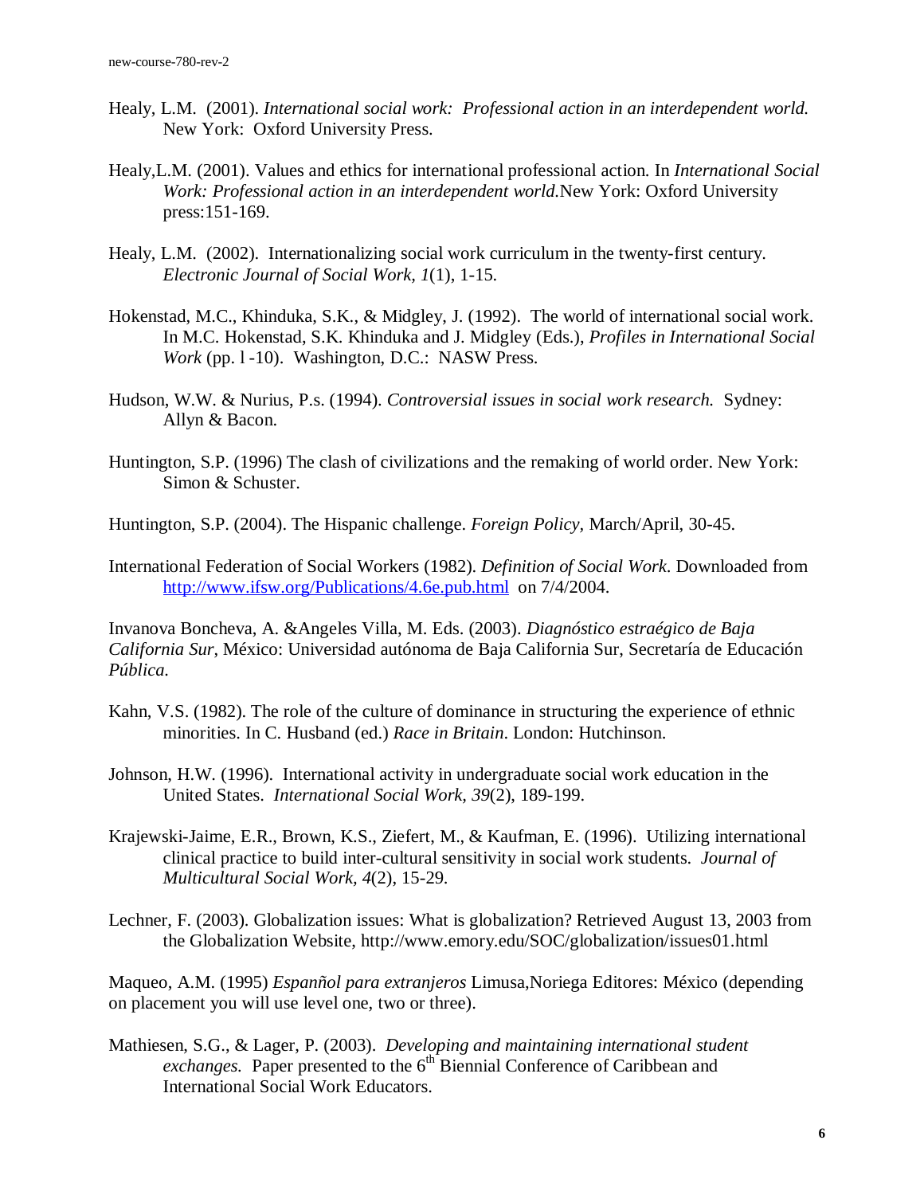Healy, L.M. (2001). *International social work: Professional action in an interdependent world.* New York: Oxford University Press.

Healy,L.M. (2001). Values and ethics for international professional action. In *International Social Work: Professional action in an interdependent world.*New York: Oxford University press:151-169.

Healy, L.M. (2002). Internationalizing social work curriculum in the twenty-first century. *Electronic Journal of Social Work, 1*(1), 1-15.

Hokenstad, M.C., Khinduka, S.K., & Midgley, J. (1992). The world of international social work. In M.C. Hokenstad, S.K. Khinduka and J. Midgley (Eds.), *Profiles in International Social Work* (pp. l -10). Washington, D.C.: NASW Press.

Hudson, W.W. & Nurius, P.s. (1994). *Controversial issues in social work research.* Sydney: Allyn & Bacon.

Huntington, S.P. (1996) The clash of civilizations and the remaking of world order. New York: Simon & Schuster.

Huntington, S.P. (2004). The Hispanic challenge. *Foreign Policy*, March/April, 30-45.

International Federation of Social Workers (1982). *Definition of Social Work*. Downloaded from http://www.ifsw.org/Publications/4.6e.pub.html on 7/4/2004.

Invanova Boncheva, A. &Angeles Villa, M. Eds. (2003). *Diagnóstico estraégico de Baja California Sur*, México: Universidad autónoma de Baja California Sur, Secretaría de Educación *Pública.*

Kahn, V.S. (1982). The role of the culture of dominance in structuring the experience of ethnic minorities. In C. Husband (ed.) *Race in Britain*. London: Hutchinson.

Johnson, H.W. (1996). International activity in undergraduate social work education in the United States. *International Social Work, 39*(2), 189-199.

Krajewski-Jaime, E.R., Brown, K.S., Ziefert, M., & Kaufman, E. (1996). Utilizing international clinical practice to build inter-cultural sensitivity in social work students. *Journal of Multicultural Social Work, 4*(2), 15-29.

Lechner, F. (2003). Globalization issues: What is globalization? Retrieved August 13, 2003 from the Globalization Website, http://www.emory.edu/SOC/globalization/issues01.html

Maqueo, A.M. (1995) *Español para extranjeros* Limusa,Noriega Editores: México (depending on placement you will use level one, two or three).

Mathiesen, S.G., & Lager, P. (2003). *Developing and maintaining international student exchanges.* Paper presented to the 6th Biennial Conference of Caribbean and International Social Work Educators.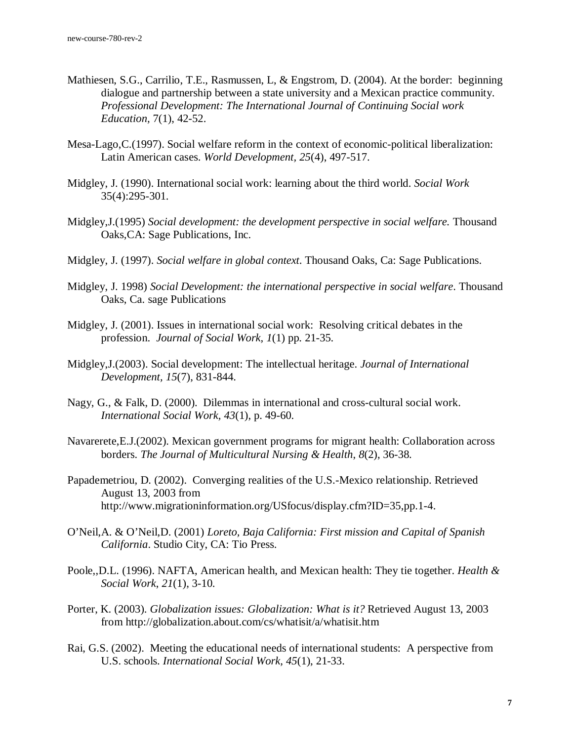Mathiesen, S.G., Carrilio, T.E., Rasmussen, L, & Engstrom, D. (2004). At the border: beginning dialogue and partnership between a state university and a Mexican practice community. *Professional Development: The International Journal of Continuing Social work Education*, 7(1), 42-52.

Mesa-Lago,C.(1997). Social welfare reform in the context of economic-political liberalization: Latin American cases. *World Development, 25*(4), 497-517.

Midgley, J. (1990). International social work: learning about the third world. *Social Work* 35(4):295-301.

Midgley,J.(1995) *Social development: the development perspective in social welfare.* Thousand Oaks,CA: Sage Publications, Inc.

Midgley, J. (1997). *Social welfare in global context*. Thousand Oaks, Ca: Sage Publications.

Midgley, J. 1998) *Social Development: the international perspective in social welfare*. Thousand Oaks, Ca. sage Publications

Midgley, J. (2001). Issues in international social work: Resolving critical debates in the profession. *Journal of Social Work, 1*(1) pp. 21-35.

Midgley,J.(2003). Social development: The intellectual heritage. *Journal of International Development, 15*(7), 831-844.

Nagy, G., & Falk, D. (2000). Dilemmas in international and cross-cultural social work. *International Social Work, 43*(1), p. 49-60.

Navarerete,E.J.(2002). Mexican government programs for migrant health: Collaboration across borders. *The Journal of Multicultural Nursing & Health, 8*(2), 36-38.

Papademetriou, D. (2002). Converging realities of the U.S.-Mexico relationship. Retrieved August 13, 2003 from http://www.migrationinformation.org/USfocus/display.cfm?ID=35,pp.1-4.

O'Neil,A. & O'Neil,D. (2001) *Loreto, Baja California: First mission and Capital of Spanish California*. Studio City, CA: Tio Press.

Poole,,D.L. (1996). NAFTA, American health, and Mexican health: They tie together. *Health & Social Work, 21*(1), 3-10.

Porter, K. (2003). *Globalization issues: Globalization: What is it?* Retrieved August 13, 2003 from http://globalization.about.com/cs/whatisit/a/whatisit.htm

Rai, G.S. (2002). Meeting the educational needs of international students: A perspective from U.S. schools. *International Social Work, 45*(1), 21-33.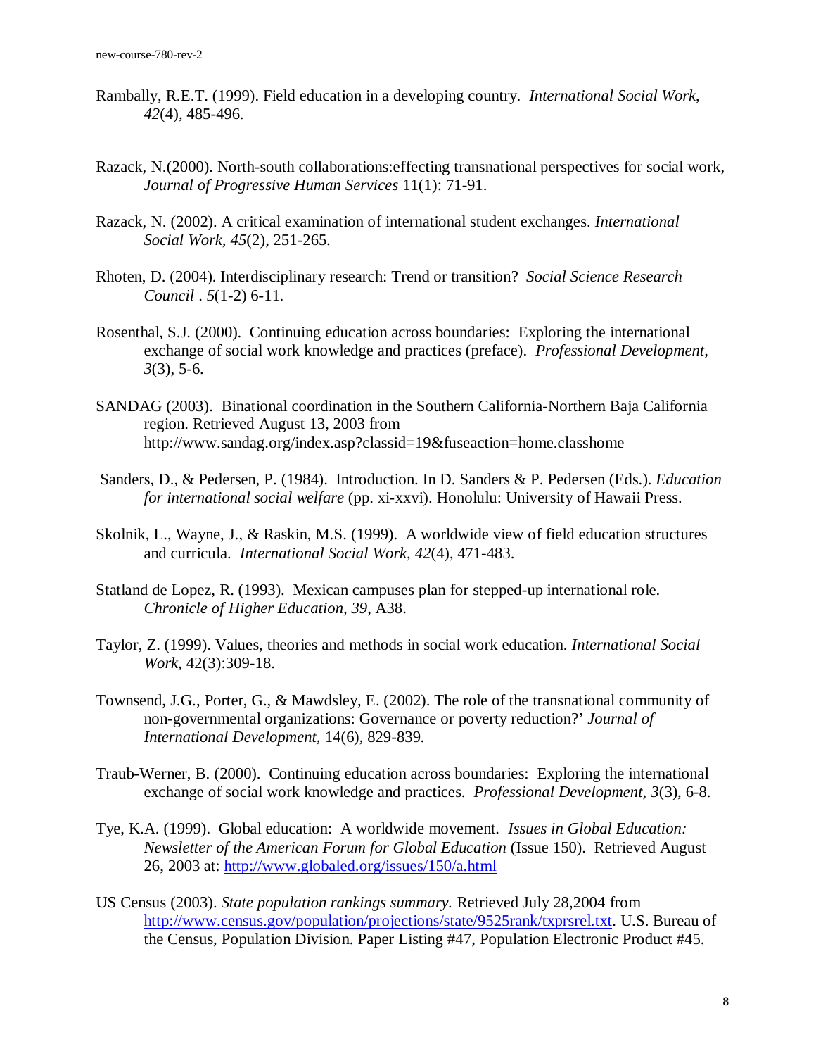Rambally, R.E.T. (1999). Field education in a developing country. *International Social Work*, *42*(4), 485-496.

Razack, N.(2000). North-south collaborations:effecting transnational perspectives for social work, *Journal of Progressive Human Services* 11(1): 71-91.

Razack, N. (2002). A critical examination of international student exchanges. *International Social Work, 45*(2), 251-265.

Rhoten, D. (2004). Interdisciplinary research: Trend or transition? *Social Science Research Council* . *5*(1-2) 6-11.

Rosenthal, S.J. (2000). Continuing education across boundaries: Exploring the international exchange of social work knowledge and practices (preface). *Professional Development, 3*(3), 5-6.

SANDAG (2003). Binational coordination in the Southern California-Northern Baja California region. Retrieved August 13, 2003 from http://www.sandag.org/index.asp?classid=19&fuseaction=home.classhome

Sanders, D., & Pedersen, P. (1984). Introduction. In D. Sanders & P. Pedersen (Eds.). *Education for international social welfare* (pp. xi-xxvi). Honolulu: University of Hawaii Press.

Skolnik, L., Wayne, J., & Raskin, M.S. (1999). A worldwide view of field education structures and curricula. *International Social Work, 42*(4), 471-483.

Statland de Lopez, R. (1993). Mexican campuses plan for stepped-up international role. *Chronicle of Higher Education, 39*, A38.

Taylor, Z. (1999). Values, theories and methods in social work education. *International Social Work,* 42(3):309-18.

Townsend, J.G., Porter, G., & Mawdsley, E. (2002). The role of the transnational community of non-governmental organizations: Governance or poverty reduction?' *Journal of International Development,* 14(6), 829-839.

Traub-Werner, B. (2000). Continuing education across boundaries: Exploring the international exchange of social work knowledge and practices. *Professional Development, 3*(3), 6-8.

Tye, K.A. (1999). Global education: A worldwide movement. *Issues in Global Education: Newsletter of the American Forum for Global Education* (Issue 150). Retrieved August 26, 2003 at: http://www.globaled.org/issues/150/a.html

US Census (2003). *State population rankings summary.* Retrieved July 28,2004 from http://www.census.gov/population/projections/state/9525rank/txprsrel.txt. U.S. Bureau of the Census, Population Division. Paper Listing #47, Population Electronic Product #45.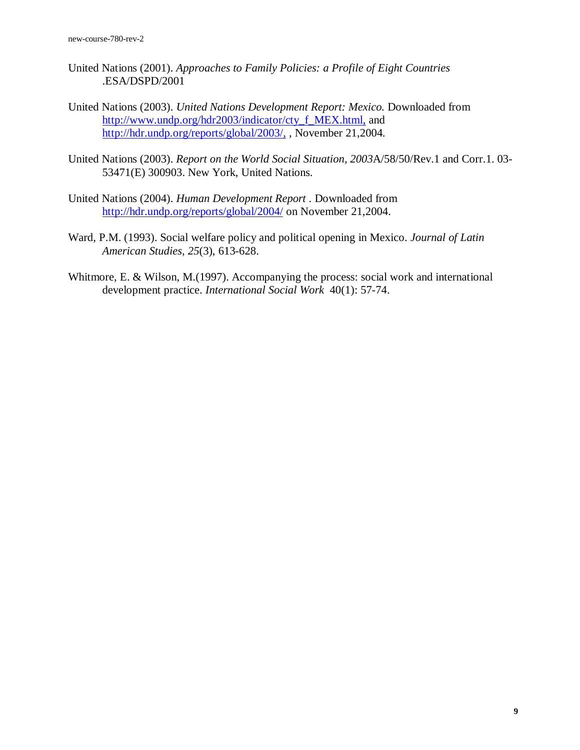United Nations (2001). *Approaches to Family Policies: a Profile of Eight Countries* .ESA/DSPD/2001

United Nations (2003). *United Nations Development Report: Mexico.* Downloaded from http://www.undp.org/hdr2003/indicator/cty_f_MEX.html, and http://hdr.undp.org/reports/global/2003/, , November 21,2004.

United Nations (2003). *Report on the World Social Situation, 2003*A/58/50/Rev.1 and Corr.1. 03-53471(E) 300903. New York, United Nations.

United Nations (2004). *Human Development Report* . Downloaded from http://hdr.undp.org/reports/global/2004/ on November 21,2004.

Ward, P.M. (1993). Social welfare policy and political opening in Mexico. *Journal of Latin American Studies, 25*(3), 613-628.

Whitmore, E. & Wilson, M.(1997). Accompanying the process: social work and international development practice. *International Social Work* 40(1): 57-74.